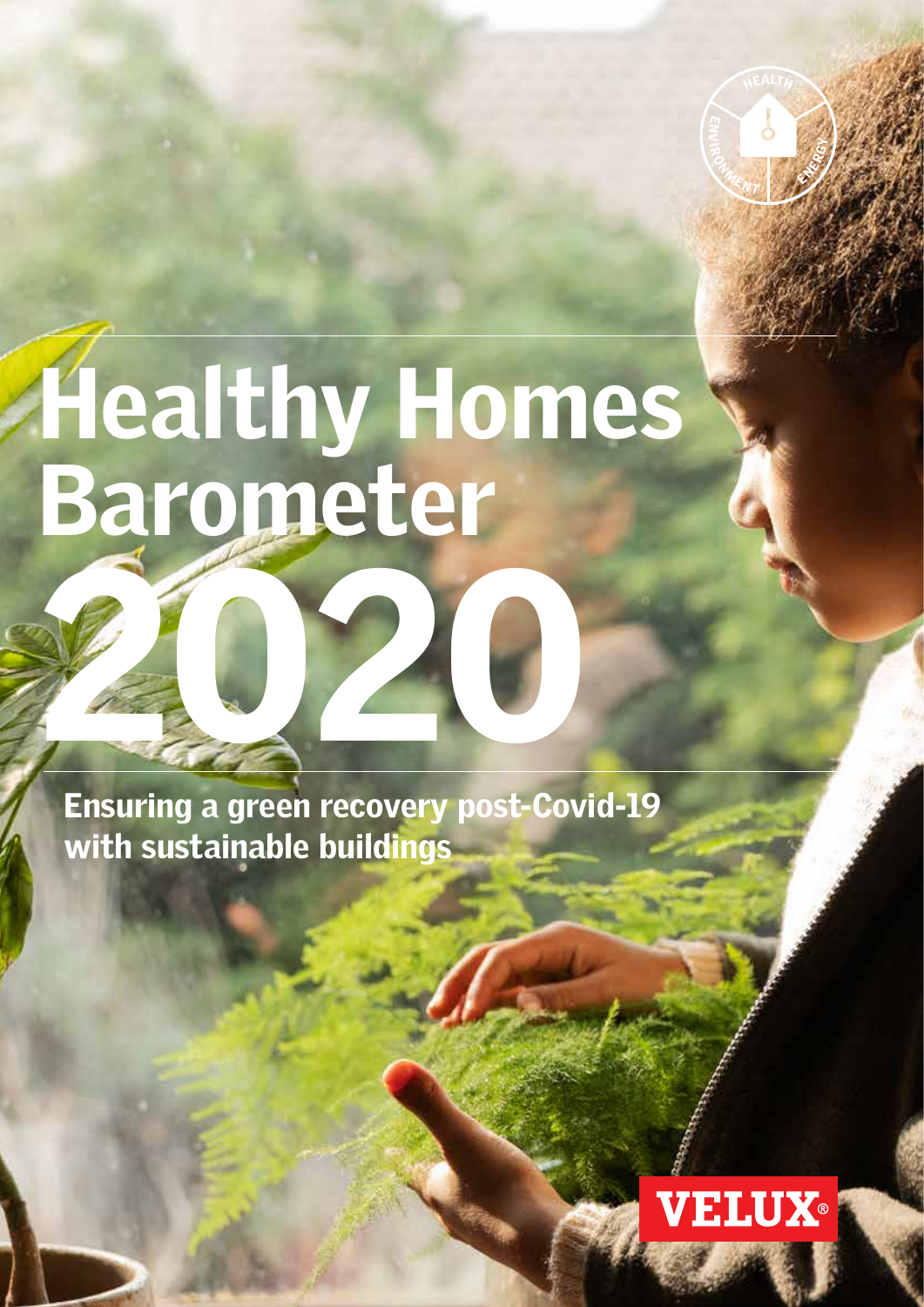# Healthy Homes Barometer 2020

## Ensuring a green recovery post-Covid-19 with sustainable buildings

HEALTH ENVIRONMENT ENERGY

VELUX®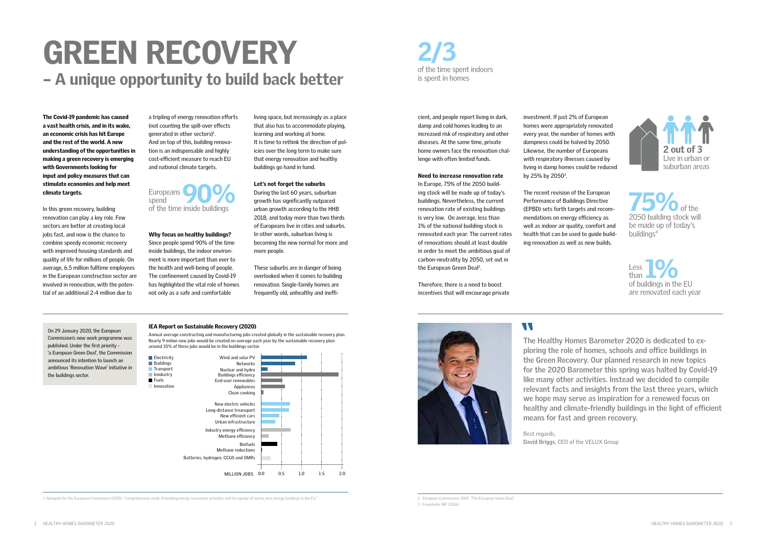# GREEN RECOVERY

## – A unique opportunity to build back better

**The Covid-19 pandemic has caused a vast health crisis, and in its wake, an economic crisis has hit Europe and the rest of the world. A new understanding of the opportunities in making a green recovery is emerging with Governments looking for input and policy measures that can stimulate economies and help meet climate targets.**

In this green recovery, building renovation can play a key role. Few sectors are better at creating local jobs fast, and now is the chance to combine speedy economic recovery with improved housing standards and quality of life for millions of people. On average, 6.5 million fulltime employees in the European construction sector are involved in renovation, with the potential of an additional 2-4 million due to a tripling of energy renovation efforts (not counting the spill-over effects generated in other sectors)[1]. And on top of this, building renovation is an indispensable and highly cost-efficient measure to reach EU and national climate targets.

Europeans spend **90%** of the time inside buildings

### Why focus on healthy buildings?

Since people spend 90% of the time inside buildings, the indoor environment is more important than ever to the health and well-being of people. The confinement caused by Covid-19 has highlighted the vital role of homes not only as a safe and comfortable living space, but increasingly as a place that also has to accommodate playing, learning and working at home. It is time to rethink the direction of policies over the long term to make sure that energy renovation and healthy buildings go hand in hand.

### Let's not forget the suburbs

During the last 60 years, suburban growth has significantly outpaced urban growth according to the HHB 2018, and today more than two thirds of Europeans live in cities and suburbs. In other words, suburban living is becoming the new normal for more and more people.

These suburbs are in danger of being overlooked when it comes to building renovation. Single-family homes are frequently old, unhealthy and inefficient, and people report living in dark, damp and cold homes leading to an increased risk of respiratory and other diseases. At the same time, private home owners face the renovation challenge with often limited funds.

### Need to increase renovation rate

In Europe, 75% of the 2050 building stock will be made up of today's buildings. Nevertheless, the current renovation rate of existing buildings is very low. On average, less than 1% of the national building stock is renovated each year. The current rates of renovations should at least double in order to meet the ambitious goal of carbon-neutrality by 2050, set out in the European Green Deal[2].

Therefore, there is a need to boost incentives that will encourage private investment. If just 2% of European homes were appropriately renovated every year, the number of homes with dampness could be halved by 2050. Likewise, the number of Europeans with respiratory illnesses caused by living in damp homes could be reduced by 25% by 2050[3].

The recent revision of the European Performance of Buildings Directive (EPBD) sets forth targets and recommendations on energy efficiency as well as indoor air quality, comfort and health that can be used to guide building renovation as well as new builds.

**2/3** of the time spent indoors is spent in homes

**2 out of 3** Live in urban or suburban areas

**75%** of the 2050 building stock will be made up of today's buildings[4]

Less than **1%** of buildings in the EU are renovated each year

On 29 January 2020, the European Commission's new work programme was published. Under the first priority - 'a European Green Deal', the Commission announced its intention to launch an ambitious 'Renovation Wave' initiative in the buildings sector.

### IEA Report on Sustainable Recovery (2020)

Annual average constructing and manufacturing jobs created globally in the sustainable recovery plan. Nearly 9 millon new jobs would be created on average each year by the sustainable recovery plan: around 35% of these jobs would be in the buildings sector.

Legend: Electricity, Buildings, Transport, Inndustry, Fuels, Innovation

| Sector | Measure | Million jobs (approx.) |
|---|---|---|
| Electricity | Wind and solar PV | 1.15 |
| Electricity | Networks | 0.85 |
| Electricity | Nuclear and hydro | 0.15 |
| Buildings | Buildings efficiency | 1.9 |
| Buildings | End-user renewables | 0.5 |
| Buildings | Appliances | 0.6 |
| Buildings | Clean cooking | 0.05 |
| Transport | New electric vehicles | 0.7 |
| Transport | Long-distance treansport | 0.7 |
| Transport | New efficient cars | 0.45 |
| Transport | Urban infrastructure | 0.35 |
| Inndustry | Industry energy efficiency | 0.75 |
| Inndustry | Methane efficiency | 0.2 |
| Fuels | Biofuels | 0.4 |
| Fuels | Methane reductions | 0.02 |
| Innovation | Batteries, hydrogen, CCUS and SMRs | 0.25 |

MILLION JOBS 0.0 0.5 1.0 1.5 2.0

"

**The Healthy Homes Barometer 2020 is dedicated to exploring the role of homes, schools and office buildings in the Green Recovery. Our planned research in new topics for the 2020 Barometer this spring was halted by Covid-19 like many other activities. Instead we decided to compile relevant facts and insights from the last three years, which we hope may serve as inspiration for a renewed focus on healthy and climate-friendly buildings in the light of efficient means for fast and green recovery.**

Best regards,
**David Briggs**, CEO of the VELUX Group

1. Navigant for the European Commission (2019): "Comprehensive study of building energy renovation activities and the uptake of nearly zero-energy buildings in the EU"

2. European Commission, 2019: "The European Green Deal"

3. Fraunhofer IBP (2016)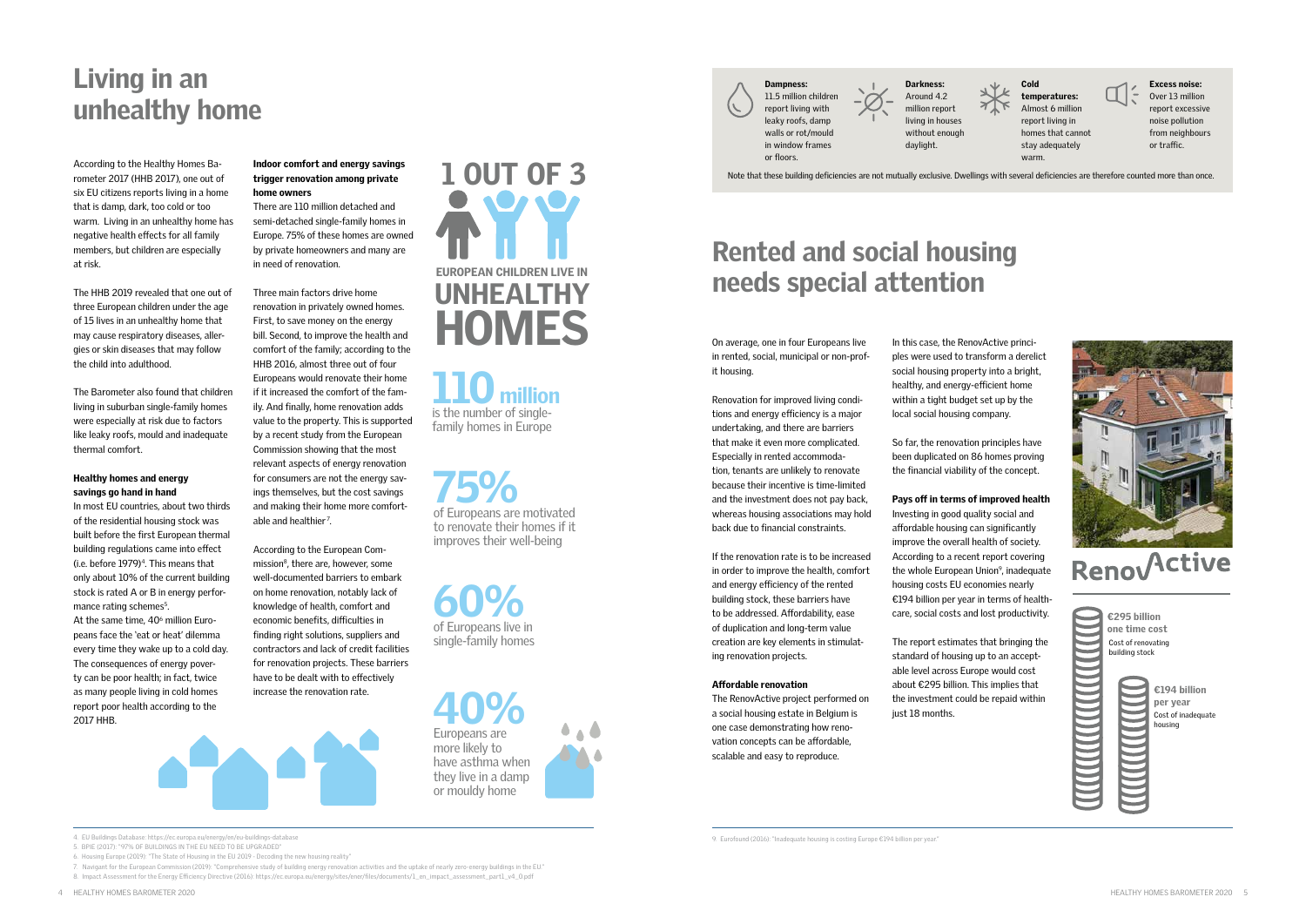# Living in an unhealthy home

According to the Healthy Homes Barometer 2017 (HHB 2017), one out of six EU citizens reports living in a home that is damp, dark, too cold or too warm. Living in an unhealthy home has negative health effects for all family members, but children are especially at risk.

The HHB 2019 revealed that one out of three European children under the age of 15 lives in an unhealthy home that may cause respiratory diseases, allergies or skin diseases that may follow the child into adulthood.

The Barometer also found that children living in suburban single-family homes were especially at risk due to factors like leaky roofs, mould and inadequate thermal comfort.

### Healthy homes and energy savings go hand in hand

In most EU countries, about two thirds of the residential housing stock was built before the first European thermal building regulations came into effect (i.e. before 1979)[4]. This means that only about 10% of the current building stock is rated A or B in energy performance rating schemes[5].

At the same time, 40[6] million Europeans face the 'eat or heat' dilemma every time they wake up to a cold day. The consequences of energy poverty can be poor health; in fact, twice as many people living in cold homes report poor health according to the 2017 HHB.

### Indoor comfort and energy savings trigger renovation among private home owners

There are 110 million detached and semi-detached single-family homes in Europe. 75% of these homes are owned by private homeowners and many are in need of renovation.

Three main factors drive home renovation in privately owned homes. First, to save money on the energy bill. Second, to improve the health and comfort of the family; according to the HHB 2016, almost three out of four Europeans would renovate their home if it increased the comfort of the family. And finally, home renovation adds value to the property. This is supported by a recent study from the European Commission showing that the most relevant aspects of energy renovation for consumers are not the energy savings themselves, but the cost savings and making their home more comfortable and healthier[7].

According to the European Commission[8], there are, however, some well-documented barriers to embark on home renovation, notably lack of knowledge of health, comfort and economic benefits, difficulties in finding right solutions, suppliers and contractors and lack of credit facilities for renovation projects. These barriers have to be dealt with to effectively increase the renovation rate.

**1 OUT OF 3** EUROPEAN CHILDREN LIVE IN **UNHEALTHY HOMES**

**110 million** is the number of single-family homes in Europe

**75%** of Europeans are motivated to renovate their homes if it improves their well-being

**60%** of Europeans live in single-family homes

**40%** Europeans are more likely to have asthma when they live in a damp or mouldy home

4. EU Buildings Database: https://ec.europa.eu/energy/en/eu-buildings-database
5. BPIE (2017): "97% OF BUILDINGS IN THE EU NEED TO BE UPGRADED"
6. Housing Europe (2019): "The State of Housing in the EU 2019 - Decoding the new housing reality"
7. Navigant for the European Commission (2019): "Comprehensive study of building energy renovation activities and the uptake of nearly zero-energy buildings in the EU"
8. Impact Assessment for the Energy Efficiency Directive (2016): https://ec.europa.eu/energy/sites/ener/files/documents/1_en_impact_assessment_part1_v4_0.pdf

**Dampness:** 11.5 million children report living with leaky roofs, damp walls or rot/mould in window frames or floors.

**Darkness:** Around 4.2 million report living in houses without enough daylight.

**Cold temperatures:** Almost 6 million report living in homes that cannot stay adequately warm.

**Excess noise:** Over 13 million report excessive noise pollution from neighbours or traffic.

Note that these building deficiencies are not mutually exclusive. Dwellings with several deficiencies are therefore counted more than once.

# Rented and social housing needs special attention

On average, one in four Europeans live in rented, social, municipal or non-profit housing.

Renovation for improved living conditions and energy efficiency is a major undertaking, and there are barriers that make it even more complicated. Especially in rented accommodation, tenants are unlikely to renovate because their incentive is time-limited and the investment does not pay back, whereas housing associations may hold back due to financial constraints.

If the renovation rate is to be increased in order to improve the health, comfort and energy efficiency of the rented building stock, these barriers have to be addressed. Affordability, ease of duplication and long-term value creation are key elements in stimulating renovation projects.

### Affordable renovation

The RenovActive project performed on a social housing estate in Belgium is one case demonstrating how renovation concepts can be affordable, scalable and easy to reproduce.

In this case, the RenovActive principles were used to transform a derelict social housing property into a bright, healthy, and energy-efficient home within a tight budget set up by the local social housing company.

So far, the renovation principles have been duplicated on 86 homes proving the financial viability of the concept.

### Pays off in terms of improved health

Investing in good quality social and affordable housing can significantly improve the overall health of society. According to a recent report covering the whole European Union[9], inadequate housing costs EU economies nearly €194 billion per year in terms of healthcare, social costs and lost productivity.

The report estimates that bringing the standard of housing up to an acceptable level across Europe would cost about €295 billion. This implies that the investment could be repaid within just 18 months.

RenovActive

**€295 billion one time cost** Cost of renovating building stock

**€194 billion per year** Cost of inadequate housing

9. Eurofound (2016): "Inadequate housing is costing Europe €194 billion per year."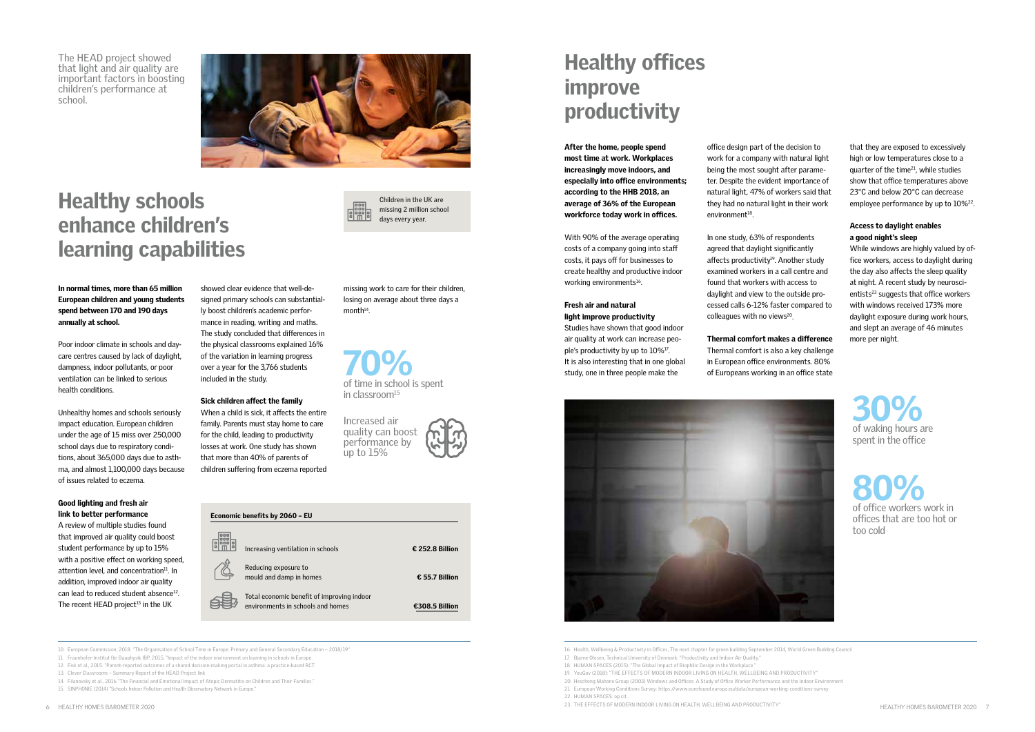The HEAD project showed that light and air quality are important factors in boosting children's performance at school.

# Healthy schools enhance children's learning capabilities

Children in the UK are missing 2 million school days every year.

**In normal times, more than 65 million European children and young students spend between 170 and 190 days annually at school.**

Poor indoor climate in schools and daycare centres caused by lack of daylight, dampness, indoor pollutants, or poor ventilation can be linked to serious health conditions.

Unhealthy homes and schools seriously impact education. European children under the age of 15 miss over 250,000 school days due to respiratory conditions, about 365,000 days due to asthma, and almost 1,100,000 days because of issues related to eczema.

### Good lighting and fresh air link to better performance

A review of multiple studies found that improved air quality could boost student performance by up to 15% with a positive effect on working speed, attention level, and concentration[11]. In addition, improved indoor air quality can lead to reduced student absence[12]. The recent HEAD project[13] in the UK showed clear evidence that well-designed primary schools can substantially boost children's academic performance in reading, writing and maths. The study concluded that differences in the physical classrooms explained 16% of the variation in learning progress over a year for the 3,766 students included in the study.

### Sick children affect the family

When a child is sick, it affects the entire family. Parents must stay home to care for the child, leading to productivity losses at work. One study has shown that more than 40% of parents of children suffering from eczema reported missing work to care for their children, losing on average about three days a month[14].

**70%** of time in school is spent in classroom[15]

Increased air quality can boost performance by up to 15%

**Economic benefits by 2060 – EU**

| | |
|---|---|
| Increasing ventilation in schools | € 252.8 Billion |
| Reducing exposure to mould and damp in homes | € 55.7 Billion |
| Total economic benefit of improving indoor environments in schools and homes | €308.5 Billion |

10. European Commission, 2018: "The Organisation of School Time in Europe. Primary and General Secondary Education – 2018/19"
11. Fraunhofer-Institut für Bauphysik IBP, 2015, "Impact of the indoor environment on learning in schools in Europe
12. Fink et al., 2015. "Parent-reported outcomes of a shared decision-making portal in asthma: a practice-based RCT
13. Clever Classrooms – Summary Report of the HEAD Project link
14. Filanovsky et al., 2016 "The Financial and Emotional Impact of Atopic Dermatitis on Children and Their Families."
15. SINPHONIE (2014) "Schools Indoor Pollution and Health Observatory Network in Europe"

# Healthy offices improve productivity

**After the home, people spend most time at work. Workplaces increasingly move indoors, and especially into office environments; according to the HHB 2018, an average of 36% of the European workforce today work in offices.**

With 90% of the average operating costs of a company going into staff costs, it pays off for businesses to create healthy and productive indoor working environments[16].

### Fresh air and natural light improve productivity

Studies have shown that good indoor air quality at work can increase people's productivity by up to 10%[17]. It is also interesting that in one global study, one in three people make the office design part of the decision to work for a company with natural light being the most sought after parameter. Despite the evident importance of natural light, 47% of workers said that they had no natural light in their work environment[18].

In one study, 63% of respondents agreed that daylight significantly affects productivity[19]. Another study examined workers in a call centre and found that workers with access to daylight and view to the outside processed calls 6-12% faster compared to colleagues with no views[20].

### Thermal comfort makes a difference

Thermal comfort is also a key challenge in European office environments. 80% of Europeans working in an office state that they are exposed to excessively high or low temperatures close to a quarter of the time[21], while studies show that office temperatures above 23°C and below 20°C can decrease employee performance by up to 10%[22].

### Access to daylight enables a good night's sleep

While windows are highly valued by office workers, access to daylight during the day also affects the sleep quality at night. A recent study by neuroscientists[23] suggests that office workers with windows received 173% more daylight exposure during work hours, and slept an average of 46 minutes more per night.

**30%** of waking hours are spent in the office

**80%** of office workers work in offices that are too hot or too cold

16. Health, Wellbeing & Productivity in Offices, The next chapter for green building September 2014, World Green Building Council
17. Bjarne Olesen, Technical University of Denmark: "Productivity and Indoor Air Quality"
18. HUMAN SPACES (2015): "The Global Impact of Biophilic Design in the Workplace."
19. YouGov (2018): "THE EFFECTS OF MODERN INDOOR LIVING ON HEALTH, WELLBEING AND PRODUCTIVITY"
20. Heschong Mahone Group (2003) Windows and Offices: A Study of Office Worker Performance and the Indoor Environment
21. European Working Conditions Survey: https://www.eurofound.europa.eu/data/european-working-conditions-survey
22. HUMAN SPACES: op.cit.
23. THE EFFECTS OF MODERN INDOOR LIVING ON HEALTH, WELLBEING AND PRODUCTIVITY"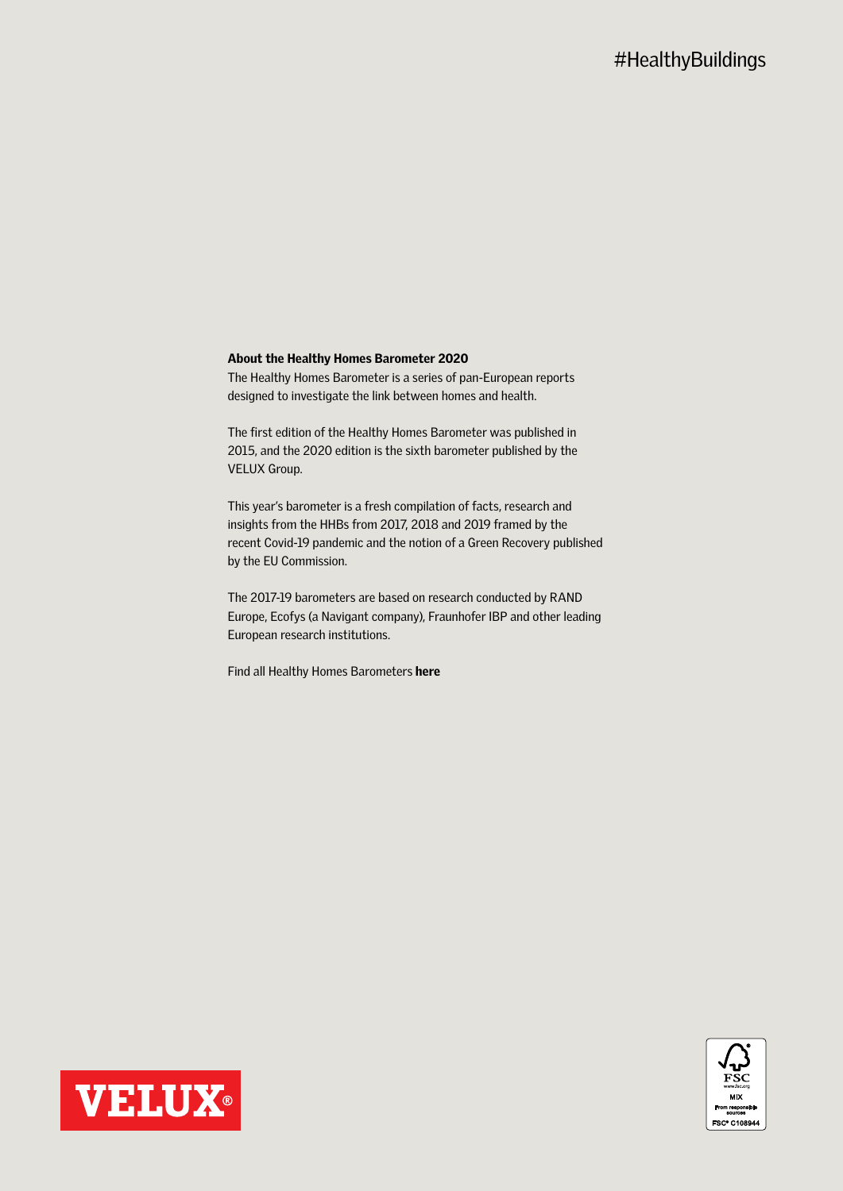#HealthyBuildings

**About the Healthy Homes Barometer 2020**

The Healthy Homes Barometer is a series of pan-European reports designed to investigate the link between homes and health.

The first edition of the Healthy Homes Barometer was published in 2015, and the 2020 edition is the sixth barometer published by the VELUX Group.

This year's barometer is a fresh compilation of facts, research and insights from the HHBs from 2017, 2018 and 2019 framed by the recent Covid-19 pandemic and the notion of a Green Recovery published by the EU Commission.

The 2017-19 barometers are based on research conducted by RAND Europe, Ecofys (a Navigant company), Fraunhofer IBP and other leading European research institutions.

Find all Healthy Homes Barometers **here**

VELUX®

FSC
www.fsc.org
MIX
From responsible sources
FSC® C108944